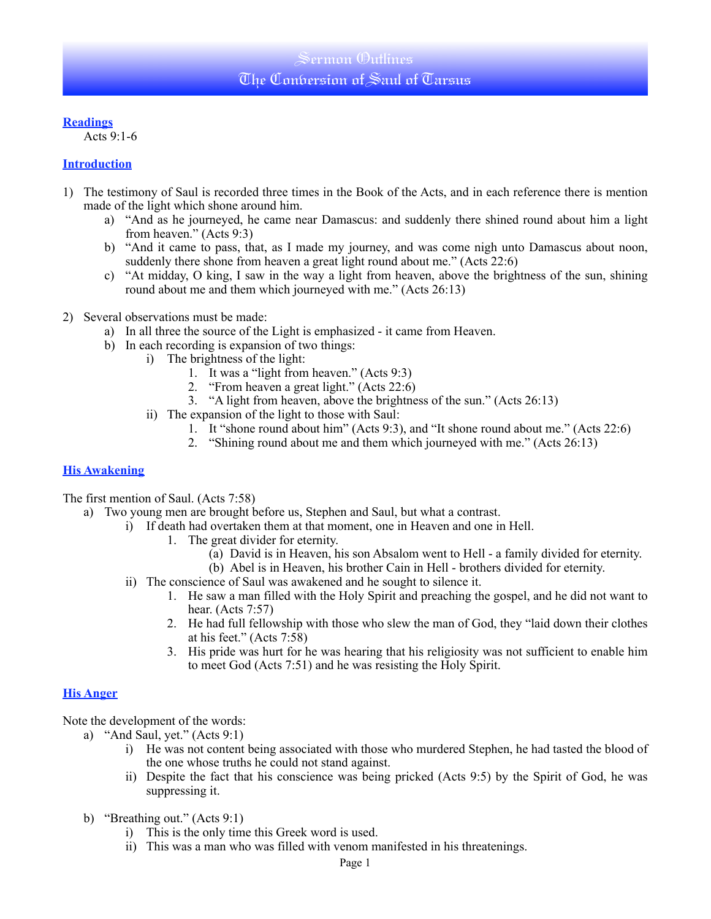# Sermon Outlines
# The Conversion of Saul of Tarsus

## Readings

Acts 9:1-6

## Introduction

1) The testimony of Saul is recorded three times in the Book of the Acts, and in each reference there is mention made of the light which shone around him.
   a) "And as he journeyed, he came near Damascus: and suddenly there shined round about him a light from heaven." (Acts 9:3)
   b) "And it came to pass, that, as I made my journey, and was come nigh unto Damascus about noon, suddenly there shone from heaven a great light round about me." (Acts 22:6)
   c) "At midday, O king, I saw in the way a light from heaven, above the brightness of the sun, shining round about me and them which journeyed with me." (Acts 26:13)

2) Several observations must be made:
   a) In all three the source of the Light is emphasized - it came from Heaven.
   b) In each recording is expansion of two things:
      i) The brightness of the light:
         1. It was a "light from heaven." (Acts 9:3)
         2. "From heaven a great light." (Acts 22:6)
         3. "A light from heaven, above the brightness of the sun." (Acts 26:13)
      ii) The expansion of the light to those with Saul:
         1. It "shone round about him" (Acts 9:3), and "It shone round about me." (Acts 22:6)
         2. "Shining round about me and them which journeyed with me." (Acts 26:13)

## His Awakening

The first mention of Saul. (Acts 7:58)

a) Two young men are brought before us, Stephen and Saul, but what a contrast.
   i) If death had overtaken them at that moment, one in Heaven and one in Hell.
      1. The great divider for eternity.
         (a) David is in Heaven, his son Absalom went to Hell - a family divided for eternity.
         (b) Abel is in Heaven, his brother Cain in Hell - brothers divided for eternity.
   ii) The conscience of Saul was awakened and he sought to silence it.
      1. He saw a man filled with the Holy Spirit and preaching the gospel, and he did not want to hear. (Acts 7:57)
      2. He had full fellowship with those who slew the man of God, they "laid down their clothes at his feet." (Acts 7:58)
      3. His pride was hurt for he was hearing that his religiosity was not sufficient to enable him to meet God (Acts 7:51) and he was resisting the Holy Spirit.

## His Anger

Note the development of the words:

a) "And Saul, yet." (Acts 9:1)
   i) He was not content being associated with those who murdered Stephen, he had tasted the blood of the one whose truths he could not stand against.
   ii) Despite the fact that his conscience was being pricked (Acts 9:5) by the Spirit of God, he was suppressing it.

b) "Breathing out." (Acts 9:1)
   i) This is the only time this Greek word is used.
   ii) This was a man who was filled with venom manifested in his threatenings.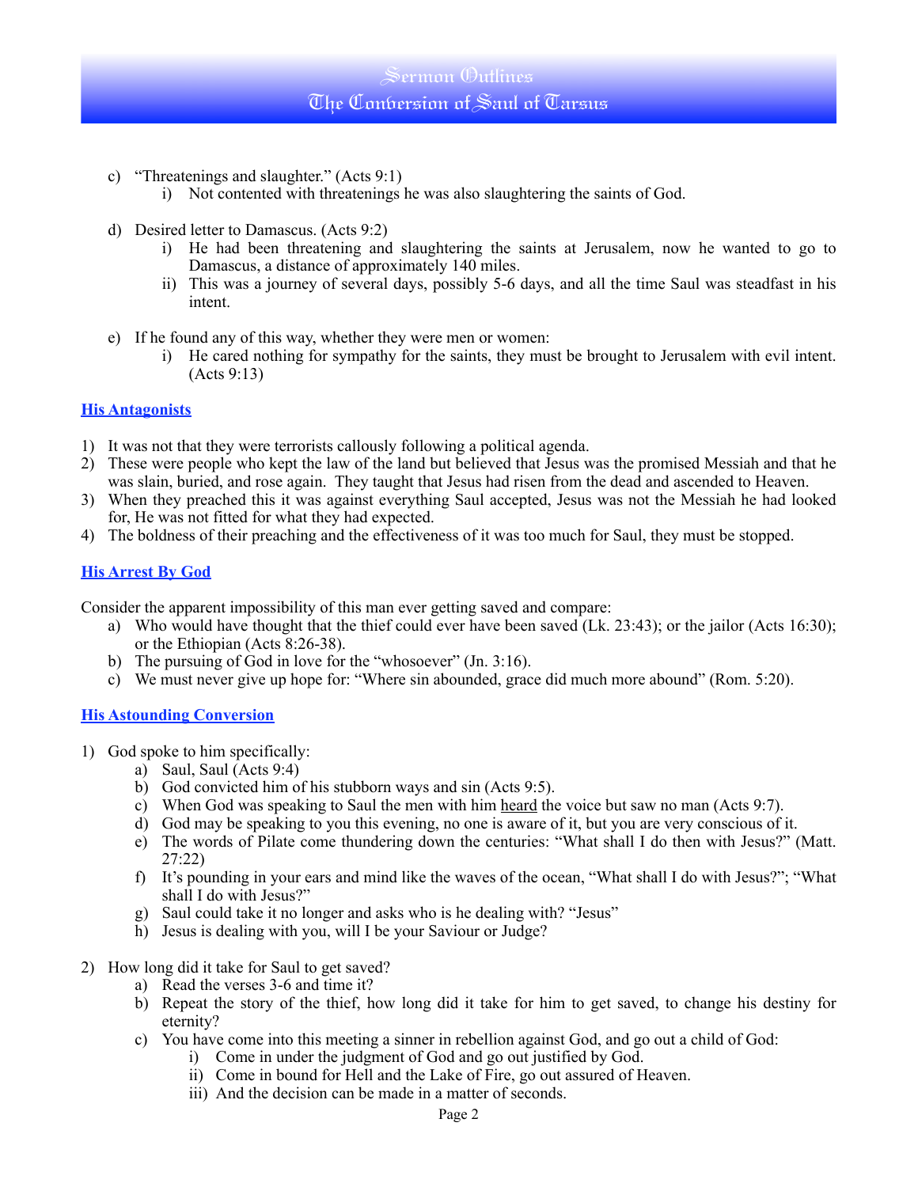c) "Threatenings and slaughter." (Acts 9:1)
    i) Not contented with threatenings he was also slaughtering the saints of God.

d) Desired letter to Damascus. (Acts 9:2)
    i) He had been threatening and slaughtering the saints at Jerusalem, now he wanted to go to Damascus, a distance of approximately 140 miles.
    ii) This was a journey of several days, possibly 5-6 days, and all the time Saul was steadfast in his intent.

e) If he found any of this way, whether they were men or women:
    i) He cared nothing for sympathy for the saints, they must be brought to Jerusalem with evil intent. (Acts 9:13)

### His Antagonists

1) It was not that they were terrorists callously following a political agenda.
2) These were people who kept the law of the land but believed that Jesus was the promised Messiah and that he was slain, buried, and rose again. They taught that Jesus had risen from the dead and ascended to Heaven.
3) When they preached this it was against everything Saul accepted, Jesus was not the Messiah he had looked for, He was not fitted for what they had expected.
4) The boldness of their preaching and the effectiveness of it was too much for Saul, they must be stopped.

### His Arrest By God

Consider the apparent impossibility of this man ever getting saved and compare:

a) Who would have thought that the thief could ever have been saved (Lk. 23:43); or the jailor (Acts 16:30); or the Ethiopian (Acts 8:26-38).
b) The pursuing of God in love for the "whosoever" (Jn. 3:16).
c) We must never give up hope for: "Where sin abounded, grace did much more abound" (Rom. 5:20).

### His Astounding Conversion

1) God spoke to him specifically:
    a) Saul, Saul (Acts 9:4)
    b) God convicted him of his stubborn ways and sin (Acts 9:5).
    c) When God was speaking to Saul the men with him <u>heard</u> the voice but saw no man (Acts 9:7).
    d) God may be speaking to you this evening, no one is aware of it, but you are very conscious of it.
    e) The words of Pilate come thundering down the centuries: "What shall I do then with Jesus?" (Matt. 27:22)
    f) It's pounding in your ears and mind like the waves of the ocean, "What shall I do with Jesus?"; "What shall I do with Jesus?"
    g) Saul could take it no longer and asks who is he dealing with? "Jesus"
    h) Jesus is dealing with you, will I be your Saviour or Judge?

2) How long did it take for Saul to get saved?
    a) Read the verses 3-6 and time it?
    b) Repeat the story of the thief, how long did it take for him to get saved, to change his destiny for eternity?
    c) You have come into this meeting a sinner in rebellion against God, and go out a child of God:
        i) Come in under the judgment of God and go out justified by God.
        ii) Come in bound for Hell and the Lake of Fire, go out assured of Heaven.
        iii) And the decision can be made in a matter of seconds.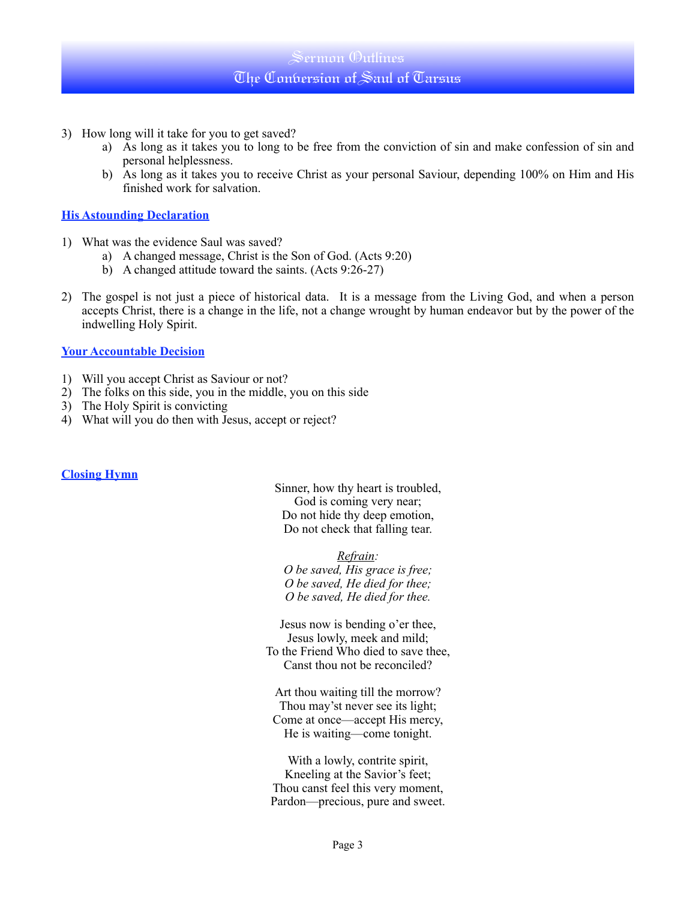3) How long will it take for you to get saved?
    a) As long as it takes you to long to be free from the conviction of sin and make confession of sin and personal helplessness.
    b) As long as it takes you to receive Christ as your personal Saviour, depending 100% on Him and His finished work for salvation.

## His Astounding Declaration

1) What was the evidence Saul was saved?
    a) A changed message, Christ is the Son of God. (Acts 9:20)
    b) A changed attitude toward the saints. (Acts 9:26-27)

2) The gospel is not just a piece of historical data. It is a message from the Living God, and when a person accepts Christ, there is a change in the life, not a change wrought by human endeavor but by the power of the indwelling Holy Spirit.

## Your Accountable Decision

1) Will you accept Christ as Saviour or not?
2) The folks on this side, you in the middle, you on this side
3) The Holy Spirit is convicting
4) What will you do then with Jesus, accept or reject?

## Closing Hymn

Sinner, how thy heart is troubled,
God is coming very near;
Do not hide thy deep emotion,
Do not check that falling tear.

*Refrain:*
*O be saved, His grace is free;*
*O be saved, He died for thee;*
*O be saved, He died for thee.*

Jesus now is bending o'er thee,
Jesus lowly, meek and mild;
To the Friend Who died to save thee,
Canst thou not be reconciled?

Art thou waiting till the morrow?
Thou may'st never see its light;
Come at once—accept His mercy,
He is waiting—come tonight.

With a lowly, contrite spirit,
Kneeling at the Savior's feet;
Thou canst feel this very moment,
Pardon—precious, pure and sweet.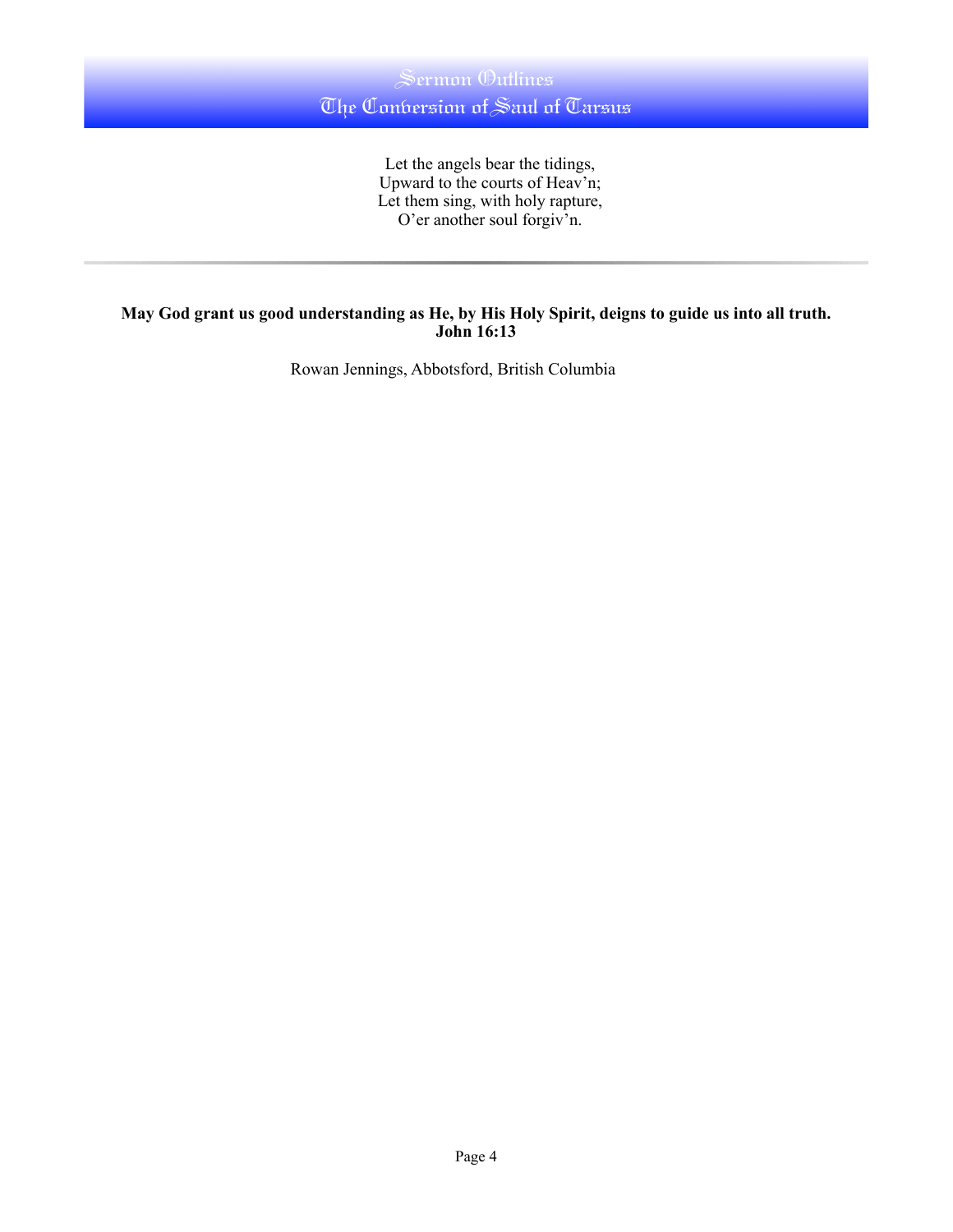Let the angels bear the tidings,
Upward to the courts of Heav'n;
Let them sing, with holy rapture,
O'er another soul forgiv'n.

---

**May God grant us good understanding as He, by His Holy Spirit, deigns to guide us into all truth. John 16:13**

Rowan Jennings, Abbotsford, British Columbia